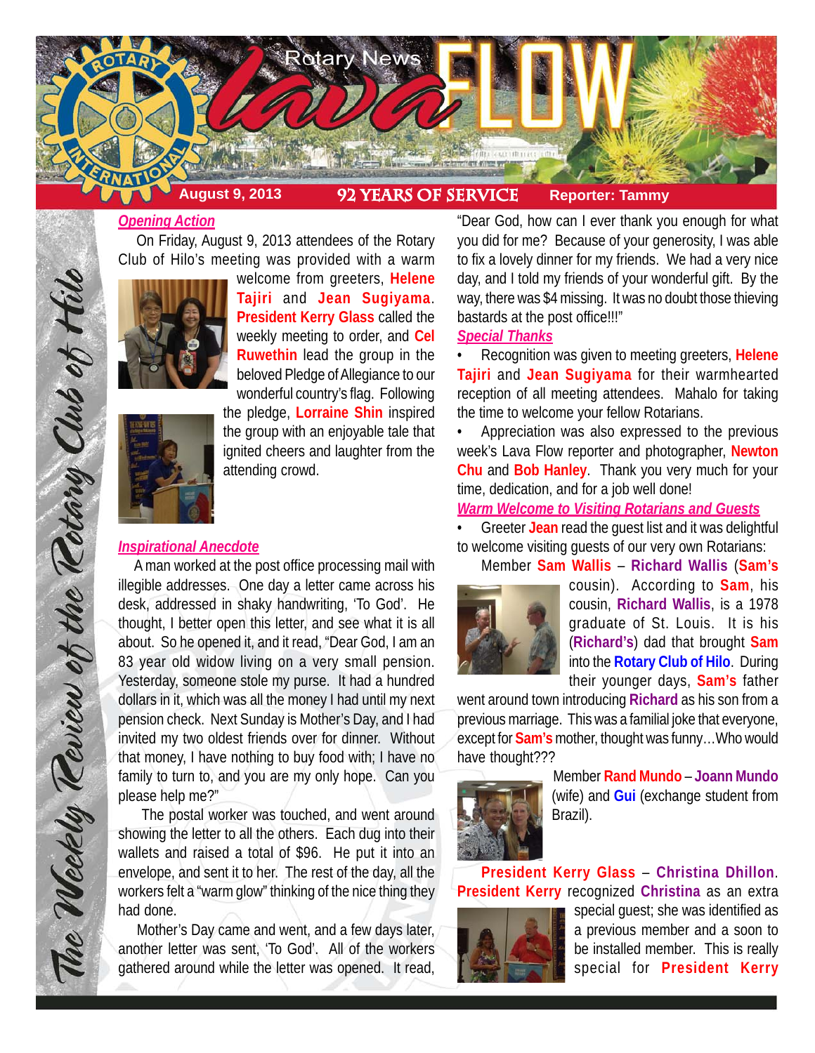# Rotary News Lava FLOW

August 9, 2013 — 92 YEARS OF SERVICE — Reporter: Tammy

*The Weekly Review of the Rotary Club of Hilo*

## Opening Action

On Friday, August 9, 2013 attendees of the Rotary Club of Hilo's meeting was provided with a warm welcome from greeters, **Helene Tajiri** and **Jean Sugiyama**. **President Kerry Glass** called the weekly meeting to order, and **Cel Ruwethin** lead the group in the beloved Pledge of Allegiance to our wonderful country's flag. Following the pledge, **Lorraine Shin** inspired the group with an enjoyable tale that ignited cheers and laughter from the attending crowd.

## Inspirational Anecdote

A man worked at the post office processing mail with illegible addresses. One day a letter came across his desk, addressed in shaky handwriting, 'To God'. He thought, I better open this letter, and see what it is all about. So he opened it, and it read, "Dear God, I am an 83 year old widow living on a very small pension. Yesterday, someone stole my purse. It had a hundred dollars in it, which was all the money I had until my next pension check. Next Sunday is Mother's Day, and I had invited my two oldest friends over for dinner. Without that money, I have nothing to buy food with; I have no family to turn to, and you are my only hope. Can you please help me?"

The postal worker was touched, and went around showing the letter to all the others. Each dug into their wallets and raised a total of $96. He put it into an envelope, and sent it to her. The rest of the day, all the workers felt a "warm glow" thinking of the nice thing they had done.

Mother's Day came and went, and a few days later, another letter was sent, 'To God'. All of the workers gathered around while the letter was opened. It read, "Dear God, how can I ever thank you enough for what you did for me? Because of your generosity, I was able to fix a lovely dinner for my friends. We had a very nice day, and I told my friends of your wonderful gift. By the way, there was $4 missing. It was no doubt those thieving bastards at the post office!!!"

## Special Thanks

- Recognition was given to meeting greeters, **Helene Tajiri** and **Jean Sugiyama** for their warmhearted reception of all meeting attendees. Mahalo for taking the time to welcome your fellow Rotarians.
- Appreciation was also expressed to the previous week's Lava Flow reporter and photographer, **Newton Chu** and **Bob Hanley**. Thank you very much for your time, dedication, and for a job well done!

## Warm Welcome to Visiting Rotarians and Guests

- Greeter **Jean** read the guest list and it was delightful to welcome visiting guests of our very own Rotarians:

Member **Sam Wallis** – **Richard Wallis** (**Sam's** cousin). According to **Sam**, his cousin, **Richard Wallis**, is a 1978 graduate of St. Louis. It is his (**Richard's**) dad that brought **Sam** into the **Rotary Club of Hilo**. During their younger days, **Sam's** father went around town introducing **Richard** as his son from a previous marriage. This was a familial joke that everyone, except for **Sam's** mother, thought was funny…Who would have thought???

Member **Rand Mundo** – **Joann Mundo** (wife) and **Gui** (exchange student from Brazil).

**President Kerry Glass** – **Christina Dhillon**. **President Kerry** recognized **Christina** as an extra special guest; she was identified as a previous member and a soon to be installed member. This is really special for **President Kerry**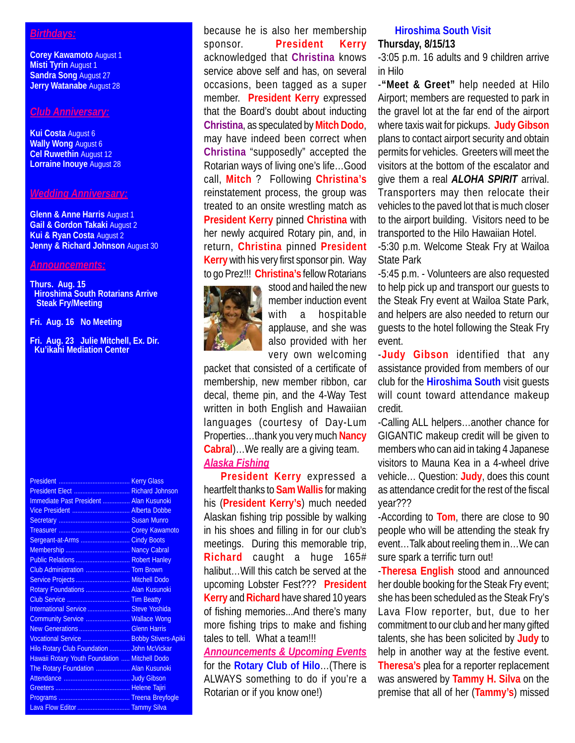***Birthdays:***

**Corey Kawamoto** August 1
**Misti Tyrin** August 1
**Sandra Song** August 27
**Jerry Watanabe** August 28

***Club Anniversary:***

**Kui Costa** August 6
**Wally Wong** August 6
**Cel Ruwethin** August 12
**Lorraine Inouye** August 28

***Wedding Anniversary:***

**Glenn & Anne Harris** August 1
**Gail & Gordon Takaki** August 2
**Kui & Ryan Costa** August 2
**Jenny & Richard Johnson** August 30

***Announcements:***

**Thurs. Aug. 15**
**Hiroshima South Rotarians Arrive**
**Steak Fry/Meeting**

**Fri. Aug. 16 No Meeting**

**Fri. Aug. 23 Julie Mitchell, Ex. Dir.**
**Ku'ikahi Mediation Center**

| | |
|---|---|
| President | Kerry Glass |
| President Elect | Richard Johnson |
| Immediate Past President | Alan Kusunoki |
| Vice President | Alberta Dobbe |
| Secretary | Susan Munro |
| Treasurer | Corey Kawamoto |
| Sergeant-at-Arms | Cindy Boots |
| Membership | Nancy Cabral |
| Public Relations | Robert Hanley |
| Club Administration | Tom Brown |
| Service Projects | Mitchell Dodo |
| Rotary Foundations | Alan Kusunoki |
| Club Service | Tim Beatty |
| International Service | Steve Yoshida |
| Community Service | Wallace Wong |
| New Generations | Glenn Harris |
| Vocational Service | Bobby Stivers-Apiki |
| Hilo Rotary Club Foundation | John McVickar |
| Hawaii Rotary Youth Foundation | Mitchell Dodo |
| The Rotary Foundation | Alan Kusunoki |
| Attendance | Judy Gibson |
| Greeters | Helene Tajiri |
| Programs | Treena Breyfogle |
| Lava Flow Editor | Tammy Silva |

because he is also her membership sponsor. **President Kerry** acknowledged that **Christina** knows service above self and has, on several occasions, been tagged as a super member. **President Kerry** expressed that the Board's doubt about inducting **Christina**, as speculated by **Mitch Dodo**, may have indeed been correct when **Christina** "supposedly" accepted the Rotarian ways of living one's life…Good call, **Mitch**? Following **Christina's** reinstatement process, the group was treated to an onsite wrestling match as **President Kerry** pinned **Christina** with her newly acquired Rotary pin, and, in return, **Christina** pinned **President Kerry** with his very first sponsor pin. Way to go Prez!!! **Christina's** fellow Rotarians stood and hailed the new member induction event with a hospitable applause, and she was also provided with her very own welcoming packet that consisted of a certificate of membership, new member ribbon, car decal, theme pin, and the 4-Way Test written in both English and Hawaiian languages (courtesy of Day-Lum Properties…thank you very much **Nancy Cabral**)…We really are a giving team.

***Alaska Fishing***

**President Kerry** expressed a heartfelt thanks to **Sam Wallis** for making his (**President Kerry's**) much needed Alaskan fishing trip possible by walking in his shoes and filling in for our club's meetings. During this memorable trip, **Richard** caught a huge 165# halibut…Will this catch be served at the upcoming Lobster Fest??? **President Kerry** and **Richard** have shared 10 years of fishing memories...And there's many more fishing trips to make and fishing tales to tell. What a team!!!

***Announcements & Upcoming Events*** for the **Rotary Club of Hilo**…(There is ALWAYS something to do if you're a Rotarian or if you know one!)

**Hiroshima South Visit**

**Thursday, 8/15/13**

-3:05 p.m. 16 adults and 9 children arrive in Hilo

-**"Meet & Greet"** help needed at Hilo Airport; members are requested to park in the gravel lot at the far end of the airport where taxis wait for pickups. **Judy Gibson** plans to contact airport security and obtain permits for vehicles. Greeters will meet the visitors at the bottom of the escalator and give them a real ***ALOHA SPIRIT*** arrival. Transporters may then relocate their vehicles to the paved lot that is much closer to the airport building. Visitors need to be transported to the Hilo Hawaiian Hotel.

-5:30 p.m. Welcome Steak Fry at Wailoa State Park

-5:45 p.m. - Volunteers are also requested to help pick up and transport our guests to the Steak Fry event at Wailoa State Park, and helpers are also needed to return our guests to the hotel following the Steak Fry event.

-**Judy Gibson** identified that any assistance provided from members of our club for the **Hiroshima South** visit guests will count toward attendance makeup credit.

-Calling ALL helpers…another chance for GIGANTIC makeup credit will be given to members who can aid in taking 4 Japanese visitors to Mauna Kea in a 4-wheel drive vehicle… Question: **Judy**, does this count as attendance credit for the rest of the fiscal year???

-According to **Tom**, there are close to 90 people who will be attending the steak fry event…Talk about reeling them in…We can sure spark a terrific turn out!

-**Theresa English** stood and announced her double booking for the Steak Fry event; she has been scheduled as the Steak Fry's Lava Flow reporter, but, due to her commitment to our club and her many gifted talents, she has been solicited by **Judy** to help in another way at the festive event. **Theresa's** plea for a reporter replacement was answered by **Tammy H. Silva** on the premise that all of her (**Tammy's**) missed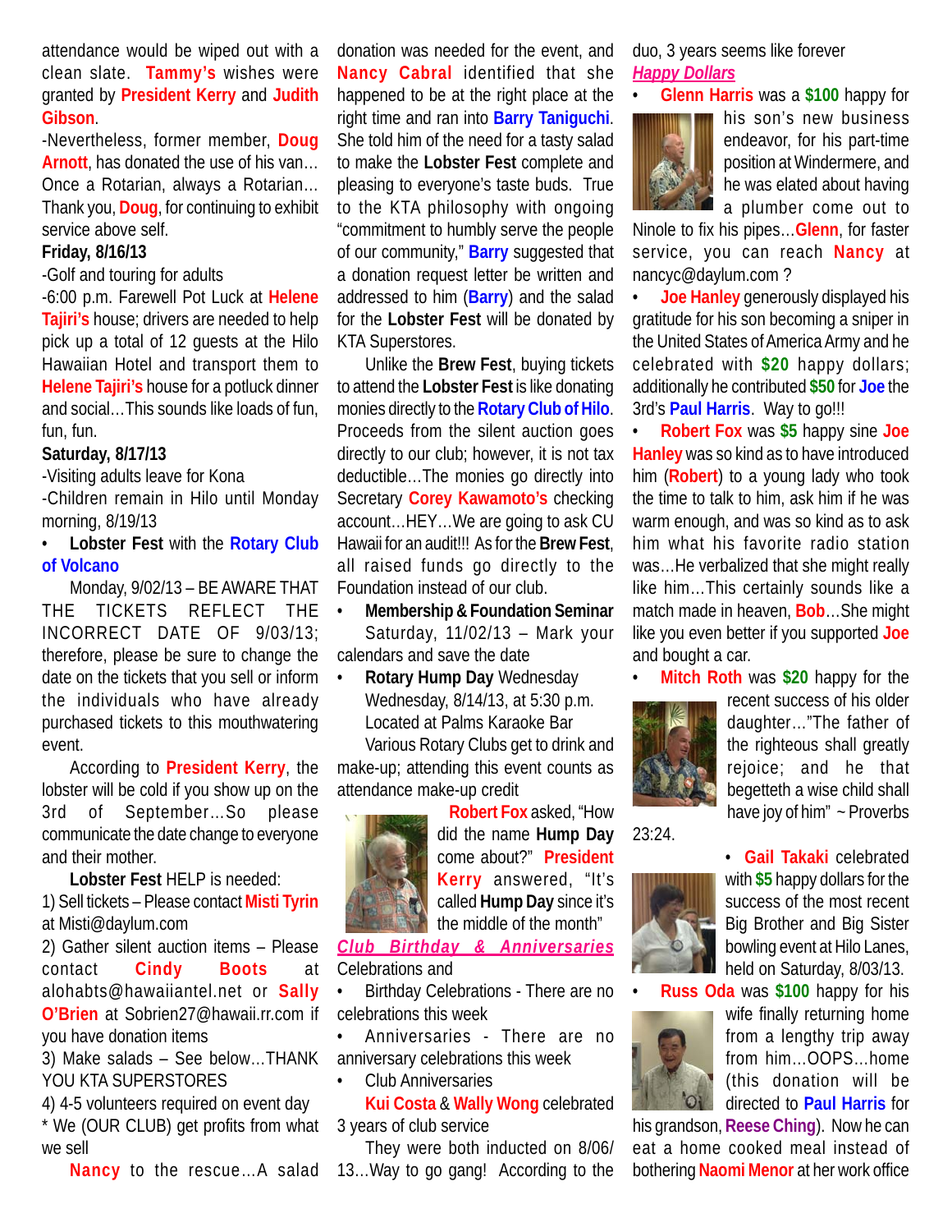attendance would be wiped out with a clean slate. **Tammy's** wishes were granted by **President Kerry** and **Judith Gibson**.

-Nevertheless, former member, **Doug Arnott**, has donated the use of his van… Once a Rotarian, always a Rotarian… Thank you, **Doug**, for continuing to exhibit service above self.

**Friday, 8/16/13**

-Golf and touring for adults

-6:00 p.m. Farewell Pot Luck at **Helene Tajiri's** house; drivers are needed to help pick up a total of 12 guests at the Hilo Hawaiian Hotel and transport them to **Helene Tajiri's** house for a potluck dinner and social…This sounds like loads of fun, fun, fun.

**Saturday, 8/17/13**

-Visiting adults leave for Kona

-Children remain in Hilo until Monday morning, 8/19/13

- **Lobster Fest** with the **Rotary Club of Volcano**

Monday, 9/02/13 – BE AWARE THAT THE TICKETS REFLECT THE INCORRECT DATE OF 9/03/13; therefore, please be sure to change the date on the tickets that you sell or inform the individuals who have already purchased tickets to this mouthwatering event.

According to **President Kerry**, the lobster will be cold if you show up on the 3rd of September…So please communicate the date change to everyone and their mother.

**Lobster Fest** HELP is needed:

1) Sell tickets – Please contact **Misti Tyrin** at Misti@daylum.com

2) Gather silent auction items – Please contact **Cindy Boots** at alohabts@hawaiiantel.net or **Sally O'Brien** at Sobrien27@hawaii.rr.com if you have donation items

3) Make salads – See below…THANK YOU KTA SUPERSTORES

4) 4-5 volunteers required on event day

* We (OUR CLUB) get profits from what we sell

**Nancy** to the rescue…A salad donation was needed for the event, and **Nancy Cabral** identified that she happened to be at the right place at the right time and ran into **Barry Taniguchi**. She told him of the need for a tasty salad to make the **Lobster Fest** complete and pleasing to everyone's taste buds. True to the KTA philosophy with ongoing "commitment to humbly serve the people of our community," **Barry** suggested that a donation request letter be written and addressed to him (**Barry**) and the salad for the **Lobster Fest** will be donated by KTA Superstores.

Unlike the **Brew Fest**, buying tickets to attend the **Lobster Fest** is like donating monies directly to the **Rotary Club of Hilo**. Proceeds from the silent auction goes directly to our club; however, it is not tax deductible…The monies go directly into Secretary **Corey Kawamoto's** checking account…HEY…We are going to ask CU Hawaii for an audit!!! As for the **Brew Fest**, all raised funds go directly to the Foundation instead of our club.

- **Membership & Foundation Seminar**

Saturday, 11/02/13 – Mark your calendars and save the date

- **Rotary Hump Day** Wednesday

Wednesday, 8/14/13, at 5:30 p.m.

Located at Palms Karaoke Bar

Various Rotary Clubs get to drink and make-up; attending this event counts as attendance make-up credit

**Robert Fox** asked, "How did the name **Hump Day** come about?" **President Kerry** answered, "It's called **Hump Day** since it's the middle of the month"

***Club Birthday & Anniversaries***

Celebrations and

- Birthday Celebrations - There are no celebrations this week
- Anniversaries - There are no anniversary celebrations this week
- Club Anniversaries

**Kui Costa** & **Wally Wong** celebrated 3 years of club service

They were both inducted on 8/06/13…Way to go gang! According to the duo, 3 years seems like forever

***Happy Dollars***

- **Glenn Harris** was a **$100** happy for his son's new business endeavor, for his part-time position at Windermere, and he was elated about having a plumber come out to Ninole to fix his pipes…**Glenn**, for faster service, you can reach **Nancy** at nancyc@daylum.com ?
- **Joe Hanley** generously displayed his gratitude for his son becoming a sniper in the United States of America Army and he celebrated with **$20** happy dollars; additionally he contributed **$50** for **Joe** the 3rd's **Paul Harris**. Way to go!!!
- **Robert Fox** was **$5** happy sine **Joe Hanley** was so kind as to have introduced him (**Robert**) to a young lady who took the time to talk to him, ask him if he was warm enough, and was so kind as to ask him what his favorite radio station was…He verbalized that she might really like him…This certainly sounds like a match made in heaven, **Bob**…She might like you even better if you supported **Joe** and bought a car.
- **Mitch Roth** was **$20** happy for the recent success of his older daughter…"The father of the righteous shall greatly rejoice; and he that begetteth a wise child shall have joy of him" ~ Proverbs 23:24.
- **Gail Takaki** celebrated with **$5** happy dollars for the success of the most recent Big Brother and Big Sister bowling event at Hilo Lanes, held on Saturday, 8/03/13.
- **Russ Oda** was **$100** happy for his wife finally returning home from a lengthy trip away from him…OOPS…home (this donation will be directed to **Paul Harris** for his grandson, **Reese Ching**). Now he can eat a home cooked meal instead of bothering **Naomi Menor** at her work office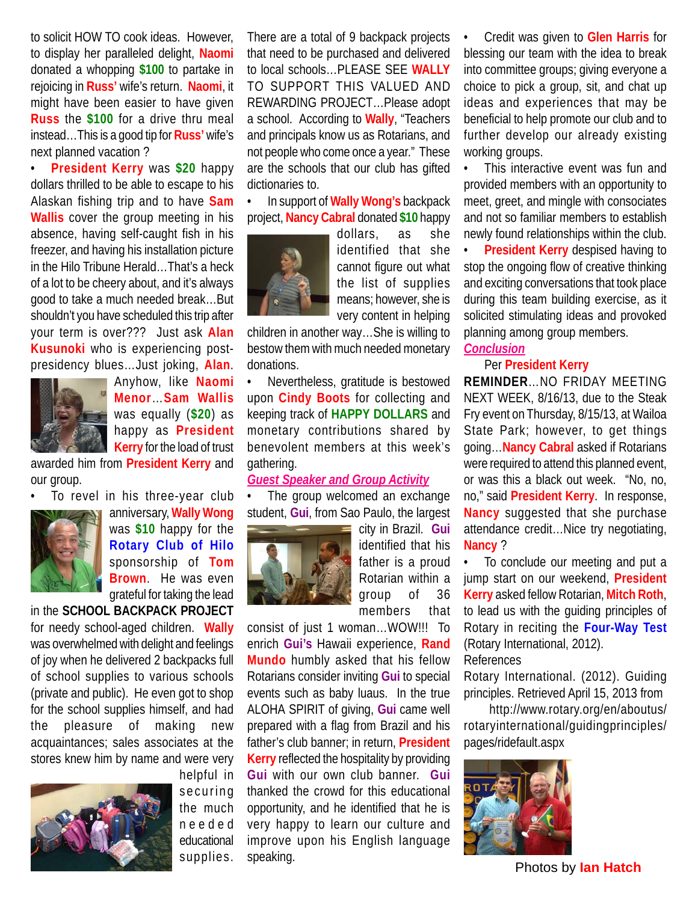to solicit HOW TO cook ideas. However, to display her paralleled delight, **Naomi** donated a whopping **$100** to partake in rejoicing in **Russ'** wife's return. **Naomi**, it might have been easier to have given **Russ** the **$100** for a drive thru meal instead…This is a good tip for **Russ'** wife's next planned vacation ?

- **President Kerry** was **$20** happy dollars thrilled to be able to escape to his Alaskan fishing trip and to have **Sam Wallis** cover the group meeting in his absence, having self-caught fish in his freezer, and having his installation picture in the Hilo Tribune Herald…That's a heck of a lot to be cheery about, and it's always good to take a much needed break…But shouldn't you have scheduled this trip after your term is over??? Just ask **Alan Kusunoki** who is experiencing post-presidency blues…Just joking, **Alan**.

Anyhow, like **Naomi Menor**…**Sam Wallis** was equally (**$20**) as happy as **President Kerry** for the load of trust awarded him from **President Kerry** and our group.

- To revel in his three-year club anniversary, **Wally Wong** was **$10** happy for the **Rotary Club of Hilo** sponsorship of **Tom Brown**. He was even grateful for taking the lead in the **SCHOOL BACKPACK PROJECT** for needy school-aged children. **Wally** was overwhelmed with delight and feelings of joy when he delivered 2 backpacks full of school supplies to various schools (private and public). He even got to shop for the school supplies himself, and had the pleasure of making new acquaintances; sales associates at the stores knew him by name and were very helpful in securing the much needed educational supplies.

There are a total of 9 backpack projects that need to be purchased and delivered to local schools…PLEASE SEE **WALLY** TO SUPPORT THIS VALUED AND REWARDING PROJECT…Please adopt a school. According to **Wally**, "Teachers and principals know us as Rotarians, and not people who come once a year." These are the schools that our club has gifted dictionaries to.

- In support of **Wally Wong's** backpack project, **Nancy Cabral** donated **$10** happy dollars, as she identified that she cannot figure out what the list of supplies means; however, she is very content in helping children in another way…She is willing to bestow them with much needed monetary donations.
- Nevertheless, gratitude is bestowed upon **Cindy Boots** for collecting and keeping track of **HAPPY DOLLARS** and monetary contributions shared by benevolent members at this week's gathering.

***Guest Speaker and Group Activity***

- The group welcomed an exchange student, **Gui**, from Sao Paulo, the largest city in Brazil. **Gui** identified that his father is a proud Rotarian within a group of 36 members that consist of just 1 woman…WOW!!! To enrich **Gui's** Hawaii experience, **Rand Mundo** humbly asked that his fellow Rotarians consider inviting **Gui** to special events such as baby luaus. In the true ALOHA SPIRIT of giving, **Gui** came well prepared with a flag from Brazil and his father's club banner; in return, **President Kerry** reflected the hospitality by providing **Gui** with our own club banner. **Gui** thanked the crowd for this educational opportunity, and he identified that he is very happy to learn our culture and improve upon his English language speaking.

- Credit was given to **Glen Harris** for blessing our team with the idea to break into committee groups; giving everyone a choice to pick a group, sit, and chat up ideas and experiences that may be beneficial to help promote our club and to further develop our already existing working groups.
- This interactive event was fun and provided members with an opportunity to meet, greet, and mingle with consociates and not so familiar members to establish newly found relationships within the club.
- **President Kerry** despised having to stop the ongoing flow of creative thinking and exciting conversations that took place during this team building exercise, as it solicited stimulating ideas and provoked planning among group members.

***Conclusion***

Per **President Kerry**

**REMINDER**…NO FRIDAY MEETING NEXT WEEK, 8/16/13, due to the Steak Fry event on Thursday, 8/15/13, at Wailoa State Park; however, to get things going…**Nancy Cabral** asked if Rotarians were required to attend this planned event, or was this a black out week. "No, no, no," said **President Kerry**. In response, **Nancy** suggested that she purchase attendance credit…Nice try negotiating, **Nancy** ?

- To conclude our meeting and put a jump start on our weekend, **President Kerry** asked fellow Rotarian, **Mitch Roth**, to lead us with the guiding principles of Rotary in reciting the **Four-Way Test** (Rotary International, 2012).

References

Rotary International. (2012). Guiding principles. Retrieved April 15, 2013 from http://www.rotary.org/en/aboutus/rotaryinternational/guidingprinciples/pages/ridefault.aspx

Photos by **Ian Hatch**